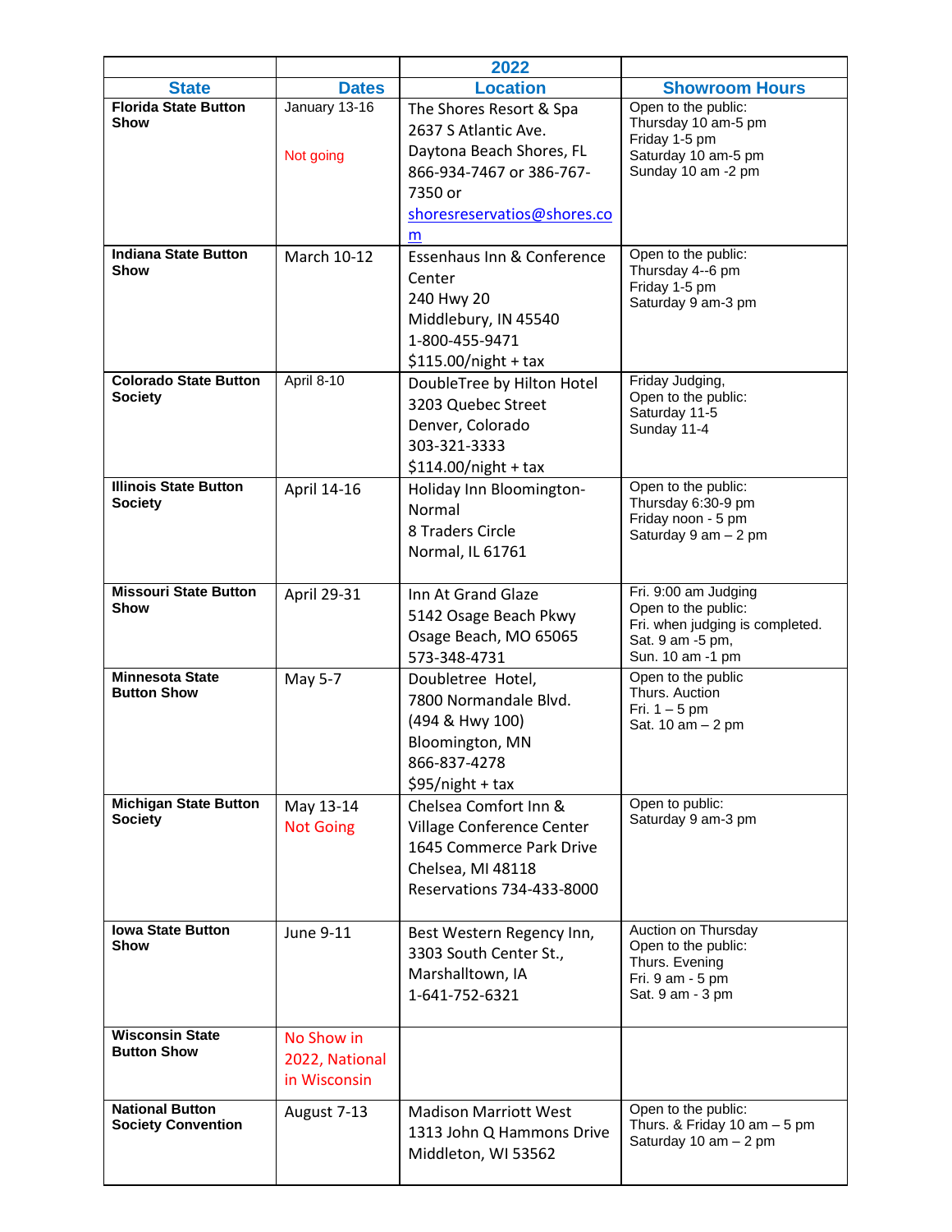| | | 2022 | |
|---|---|---|---|
| **State** | **Dates** | **Location** | **Showroom Hours** |
| **Florida State Button Show** | January 13-16<br><br>Not going | The Shores Resort & Spa<br>2637 S Atlantic Ave.<br>Daytona Beach Shores, FL<br>866-934-7467 or 386-767-7350 or<br>shoresreservatios@shores.com | Open to the public:<br>Thursday 10 am-5 pm<br>Friday 1-5 pm<br>Saturday 10 am-5 pm<br>Sunday 10 am -2 pm |
| **Indiana State Button Show** | March 10-12 | Essenhaus Inn & Conference Center<br>240 Hwy 20<br>Middlebury, IN 45540<br>1-800-455-9471<br>$115.00/night + tax | Open to the public:<br>Thursday 4--6 pm<br>Friday 1-5 pm<br>Saturday 9 am-3 pm |
| **Colorado State Button Society** | April 8-10 | DoubleTree by Hilton Hotel<br>3203 Quebec Street<br>Denver, Colorado<br>303-321-3333<br>$114.00/night + tax | Friday Judging,<br>Open to the public:<br>Saturday 11-5<br>Sunday 11-4 |
| **Illinois State Button Society** | April 14-16 | Holiday Inn Bloomington-Normal<br>8 Traders Circle<br>Normal, IL 61761 | Open to the public:<br>Thursday 6:30-9 pm<br>Friday noon - 5 pm<br>Saturday 9 am – 2 pm |
| **Missouri State Button Show** | April 29-31 | Inn At Grand Glaze<br>5142 Osage Beach Pkwy<br>Osage Beach, MO 65065<br>573-348-4731 | Fri. 9:00 am Judging<br>Open to the public:<br>Fri. when judging is completed.<br>Sat. 9 am -5 pm,<br>Sun. 10 am -1 pm |
| **Minnesota State Button Show** | May 5-7 | Doubletree Hotel,<br>7800 Normandale Blvd.<br>(494 & Hwy 100)<br>Bloomington, MN<br>866-837-4278<br>$95/night + tax | Open to the public<br>Thurs. Auction<br>Fri. 1 – 5 pm<br>Sat. 10 am – 2 pm |
| **Michigan State Button Society** | May 13-14<br>Not Going | Chelsea Comfort Inn & Village Conference Center<br>1645 Commerce Park Drive<br>Chelsea, MI 48118<br>Reservations 734-433-8000 | Open to public:<br>Saturday 9 am-3 pm |
| **Iowa State Button Show** | June 9-11 | Best Western Regency Inn,<br>3303 South Center St.,<br>Marshalltown, IA<br>1-641-752-6321 | Auction on Thursday<br>Open to the public:<br>Thurs. Evening<br>Fri. 9 am - 5 pm<br>Sat. 9 am - 3 pm |
| **Wisconsin State Button Show** | No Show in 2022, National in Wisconsin | | |
| **National Button Society Convention** | August 7-13 | Madison Marriott West<br>1313 John Q Hammons Drive<br>Middleton, WI 53562 | Open to the public:<br>Thurs. & Friday 10 am – 5 pm<br>Saturday 10 am – 2 pm |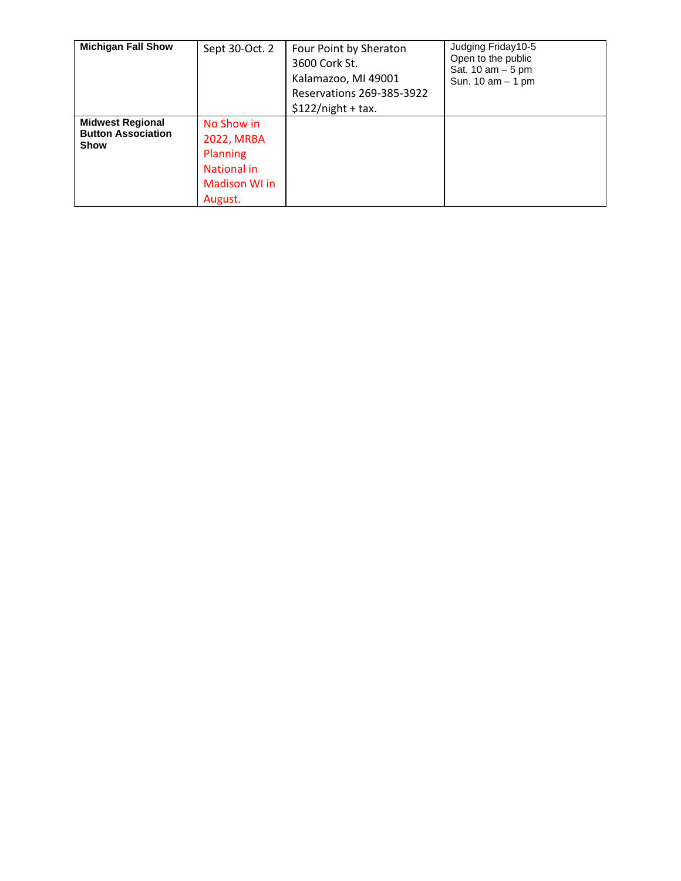| | | | |
|---|---|---|---|
| **Michigan Fall Show** | Sept 30-Oct. 2 | Four Point by Sheraton<br>3600 Cork St.<br>Kalamazoo, MI 49001<br>Reservations 269-385-3922<br>$122/night + tax. | Judging Friday10-5<br>Open to the public<br>Sat. 10 am – 5 pm<br>Sun. 10 am – 1 pm |
| **Midwest Regional Button Association Show** | No Show in 2022, MRBA Planning National in Madison WI in August. | | |